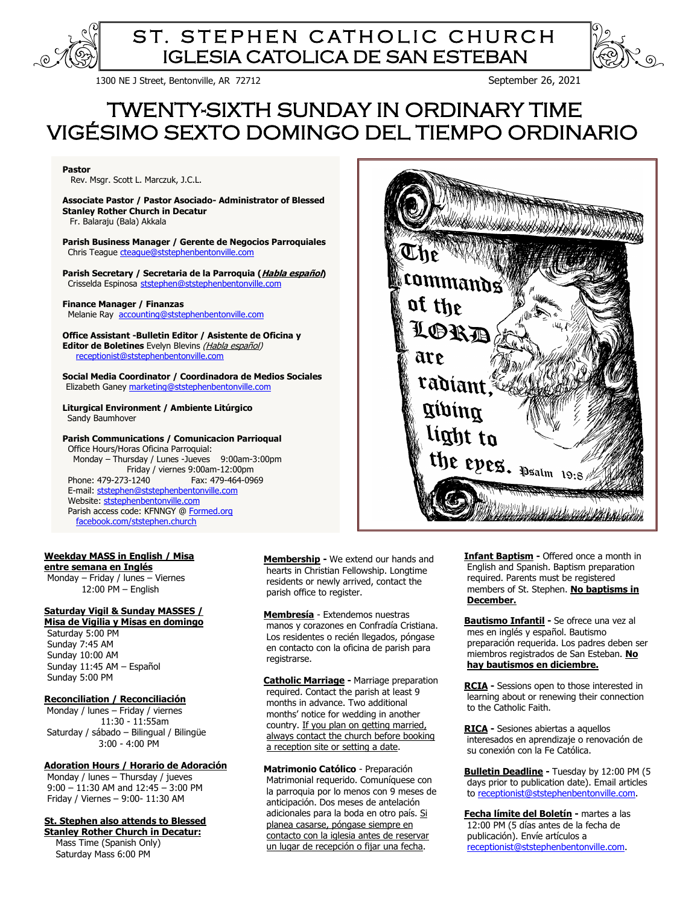# ST. STEPHEN CATHOLIC CHURCH
# IGLESIA CATOLICA DE SAN ESTEBAN

1300 NE J Street, Bentonville, AR 72712

September 26, 2021

# TWENTY-SIXTH SUNDAY IN ORDINARY TIME
# VIGÉSIMO SEXTO DOMINGO DEL TIEMPO ORDINARIO

**Pastor**
Rev. Msgr. Scott L. Marczuk, J.C.L.

**Associate Pastor / Pastor Asociado- Administrator of Blessed Stanley Rother Church in Decatur**
Fr. Balaraju (Bala) Akkala

**Parish Business Manager / Gerente de Negocios Parroquiales**
Chris Teague cteague@ststephenbentonville.com

**Parish Secretary / Secretaria de la Parroquia (*Habla español*)**
Crisselda Espinosa ststephen@ststephenbentonville.com

**Finance Manager / Finanzas**
Melanie Ray accounting@ststephenbentonville.com

**Office Assistant -Bulletin Editor / Asistente de Oficina y Editor de Boletines** Evelyn Blevins *(Habla español)*
receptionist@ststephenbentonville.com

**Social Media Coordinator / Coordinadora de Medios Sociales**
Elizabeth Ganey marketing@ststephenbentonville.com

**Liturgical Environment / Ambiente Litúrgico**
Sandy Baumhover

**Parish Communications / Comunicacion Parrioqual**
Office Hours/Horas Oficina Parroquial:
Monday – Thursday / Lunes -Jueves 9:00am-3:00pm
Friday / viernes 9:00am-12:00pm
Phone: 479-273-1240 Fax: 479-464-0969
E-mail: ststephen@ststephenbentonville.com
Website: ststephenbentonville.com
Parish access code: KFNNGY @ Formed.org
facebook.com/ststephen.church

The commands of the LORD are radiant, giving light to the eyes. Psalm 19:8

**Weekday MASS in English / Misa entre semana en Inglés**
Monday – Friday / lunes – Viernes
12:00 PM – English

**Saturday Vigil & Sunday MASSES / Misa de Vigilia y Misas en domingo**
Saturday 5:00 PM
Sunday 7:45 AM
Sunday 10:00 AM
Sunday 11:45 AM – Español
Sunday 5:00 PM

**Reconciliation / Reconciliación**
Monday / lunes – Friday / viernes
11:30 - 11:55am
Saturday / sábado – Bilingual / Bilingüe
3:00 - 4:00 PM

**Adoration Hours / Horario de Adoración**
Monday / lunes – Thursday / jueves
9:00 – 11:30 AM and 12:45 – 3:00 PM
Friday / Viernes – 9:00- 11:30 AM

**St. Stephen also attends to Blessed Stanley Rother Church in Decatur:**
Mass Time (Spanish Only)
Saturday Mass 6:00 PM

**Membership** - We extend our hands and hearts in Christian Fellowship. Longtime residents or newly arrived, contact the parish office to register.

**Membresía** - Extendemos nuestras manos y corazones en Confradía Cristiana. Los residentes o recién llegados, póngase en contacto con la oficina de parish para registrarse.

**Catholic Marriage** - Marriage preparation required. Contact the parish at least 9 months in advance. Two additional months' notice for wedding in another country. If you plan on getting married, always contact the church before booking a reception site or setting a date.

**Matrimonio Católico** - Preparación Matrimonial requerido. Comuníquese con la parroquia por lo menos con 9 meses de anticipación. Dos meses de antelación adicionales para la boda en otro país. Si planea casarse, póngase siempre en contacto con la iglesia antes de reservar un lugar de recepción o fijar una fecha.

**Infant Baptism** - Offered once a month in English and Spanish. Baptism preparation required. Parents must be registered members of St. Stephen. **No baptisms in December.**

**Bautismo Infantil** - Se ofrece una vez al mes en inglés y español. Bautismo preparación requerida. Los padres deben ser miembros registrados de San Esteban. **No hay bautismos en diciembre.**

**RCIA** - Sessions open to those interested in learning about or renewing their connection to the Catholic Faith.

**RICA** - Sesiones abiertas a aquellos interesados en aprendizaje o renovación de su conexión con la Fe Católica.

**Bulletin Deadline** - Tuesday by 12:00 PM (5 days prior to publication date). Email articles to receptionist@ststephenbentonville.com.

**Fecha límite del Boletín** - martes a las 12:00 PM (5 días antes de la fecha de publicación). Envíe artículos a receptionist@ststephenbentonville.com.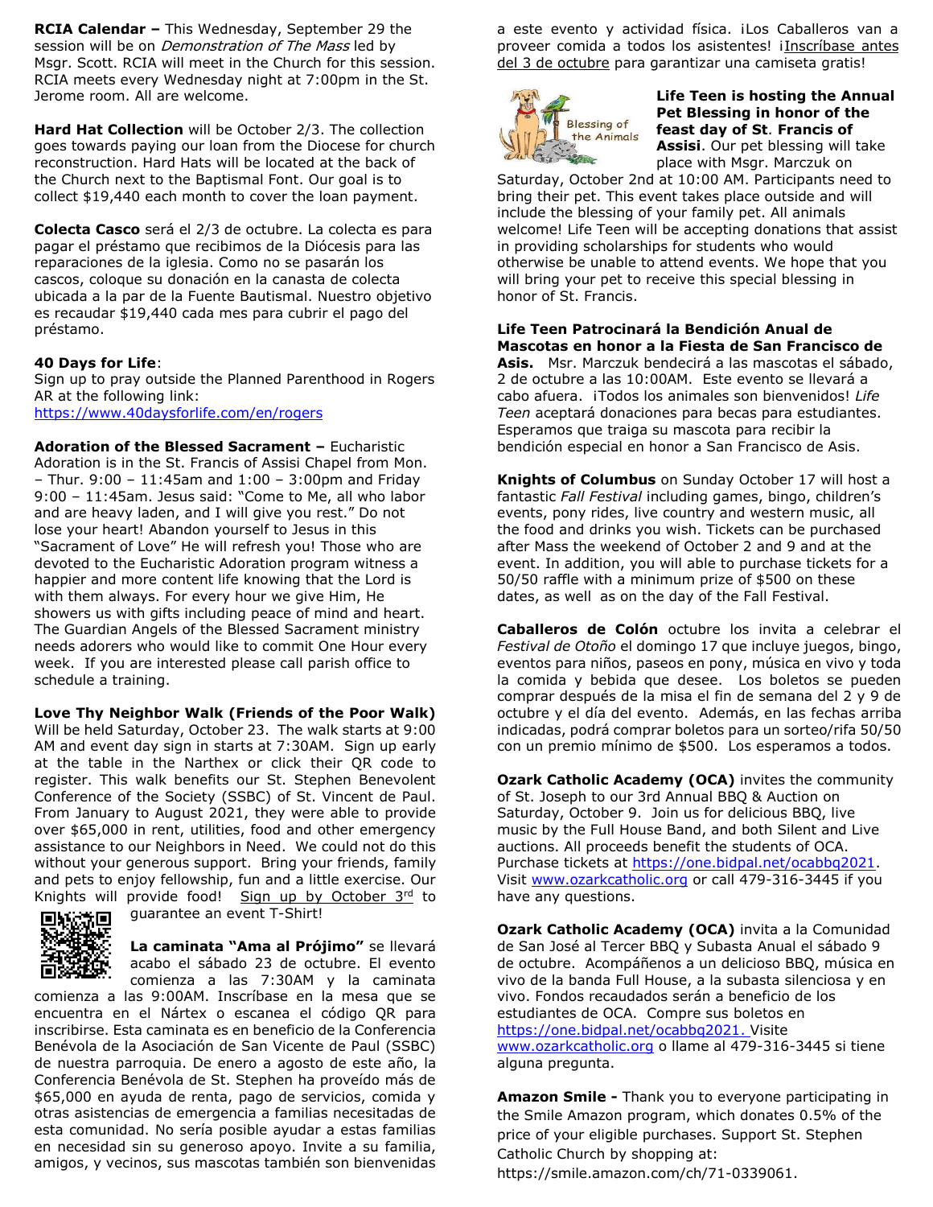**RCIA Calendar –** This Wednesday, September 29 the session will be on *Demonstration of The Mass* led by Msgr. Scott. RCIA will meet in the Church for this session. RCIA meets every Wednesday night at 7:00pm in the St. Jerome room. All are welcome.

**Hard Hat Collection** will be October 2/3. The collection goes towards paying our loan from the Diocese for church reconstruction. Hard Hats will be located at the Church next to the Baptismal Font. Our goal is to collect $19,440 each month to cover the loan payment.

**Colecta Casco** será el 2/3 de octubre. La colecta es para pagar el préstamo que recibimos de la Diócesis para las reparaciones de la iglesia. Como no se pasarán los cascos, coloque su donación en la canasta de colecta ubicada a la par de la Fuente Bautismal. Nuestro objetivo es recaudar $19,440 cada mes para cubrir el pago del préstamo.

**40 Days for Life**:
Sign up to pray outside the Planned Parenthood in Rogers AR at the following link:
https://www.40daysforlife.com/en/rogers

**Adoration of the Blessed Sacrament –** Eucharistic Adoration is in the St. Francis of Assisi Chapel from Mon. – Thur. 9:00 – 11:45am and 1:00 – 3:00pm and Friday 9:00 – 11:45am. Jesus said: "Come to Me, all who labor and are heavy laden, and I will give you rest." Do not lose your heart! Abandon yourself to Jesus in this "Sacrament of Love" He will refresh you! Those who are devoted to the Eucharistic Adoration program witness a happier and more content life knowing that the Lord is with them always. For every hour we give Him, He showers us with gifts including peace of mind and heart. The Guardian Angels of the Blessed Sacrament ministry needs adorers who would like to commit One Hour every week. If you are interested please call parish office to schedule a training.

**Love Thy Neighbor Walk (Friends of the Poor Walk)** Will be held Saturday, October 23. The walk starts at 9:00 AM and event day sign in starts at 7:30AM. Sign up early at the table in the Narthex or click their QR code to register. This walk benefits our St. Stephen Benevolent Conference of the Society (SSBC) of St. Vincent de Paul. From January to August 2021, they were able to provide over $65,000 in rent, utilities, food and other emergency assistance to our Neighbors in Need. We could not do this without your generous support. Bring your friends, family and pets to enjoy fellowship, fun and a little exercise. Our Knights will provide food! Sign up by October 3rd to guarantee an event T-Shirt!

**La caminata "Ama al Prójimo"** se llevará acabo el sábado 23 de octubre. El evento comienza a las 7:30AM y la caminata comienza a las 9:00AM. Inscríbase en la mesa que se encuentra en el Nártex o escanea el código QR para inscribirse. Esta caminata es en beneficio de la Conferencia Benévola de la Asociación de San Vicente de Paul (SSBC) de nuestra parroquia. De enero a agosto de este año, la Conferencia Benévola de St. Stephen ha proveído más de $65,000 en ayuda de renta, pago de servicios, comida y otras asistencias de emergencia a familias necesitadas de esta comunidad. No sería posible ayudar a estas familias en necesidad sin su generoso apoyo. Invite a su familia, amigos, y vecinos, sus mascotas también son bienvenidas a este evento y actividad física. ¡Los Caballeros van a proveer comida a todos los asistentes! ¡Inscríbase antes del 3 de octubre para garantizar una camiseta gratis!

**Life Teen is hosting the Annual Pet Blessing in honor of the feast day of St. Francis of Assisi**. Our pet blessing will take place with Msgr. Marczuk on Saturday, October 2nd at 10:00 AM. Participants need to bring their pet. This event takes place outside and will include the blessing of your family pet. All animals welcome! Life Teen will be accepting donations that assist in providing scholarships for students who would otherwise be unable to attend events. We hope that you will bring your pet to receive this special blessing in honor of St. Francis.

**Life Teen Patrocinará la Bendición Anual de Mascotas en honor a la Fiesta de San Francisco de Asis.** Msr. Marczuk bendecirá a las mascotas el sábado, 2 de octubre a las 10:00AM. Este evento se llevará a cabo afuera. ¡Todos los animales son bienvenidos! *Life Teen* aceptará donaciones para becas para estudiantes. Esperamos que traiga su mascota para recibir la bendición especial en honor a San Francisco de Asis.

**Knights of Columbus** on Sunday October 17 will host a fantastic *Fall Festival* including games, bingo, children's events, pony rides, live country and western music, all the food and drinks you wish. Tickets can be purchased after Mass the weekend of October 2 and 9 and at the event. In addition, you will able to purchase tickets for a 50/50 raffle with a minimum prize of $500 on these dates, as well as on the day of the Fall Festival.

**Caballeros de Colón** octubre los invita a celebrar el *Festival de Otoño* el domingo 17 que incluye juegos, bingo, eventos para niños, paseos en pony, música en vivo y toda la comida y bebida que desee. Los boletos se pueden comprar después de la misa el fin de semana del 2 y 9 de octubre y el día del evento. Además, en las fechas arriba indicadas, podrá comprar boletos para un sorteo/rifa 50/50 con un premio mínimo de $500. Los esperamos a todos.

**Ozark Catholic Academy (OCA)** invites the community of St. Joseph to our 3rd Annual BBQ & Auction on Saturday, October 9. Join us for delicious BBQ, live music by the Full House Band, and both Silent and Live auctions. All proceeds benefit the students of OCA. Purchase tickets at https://one.bidpal.net/ocabbq2021. Visit www.ozarkcatholic.org or call 479-316-3445 if you have any questions.

**Ozark Catholic Academy (OCA)** invita a la Comunidad de San José al Tercer BBQ y Subasta Anual el sábado 9 de octubre. Acompáñenos a un delicioso BBQ, música en vivo de la banda Full House, a la subasta silenciosa y en vivo. Fondos recaudados serán a beneficio de los estudiantes de OCA. Compre sus boletos en https://one.bidpal.net/ocabbq2021. Visite www.ozarkcatholic.org o llame al 479-316-3445 si tiene alguna pregunta.

**Amazon Smile -** Thank you to everyone participating in the Smile Amazon program, which donates 0.5% of the price of your eligible purchases. Support St. Stephen Catholic Church by shopping at:
https://smile.amazon.com/ch/71-0339061.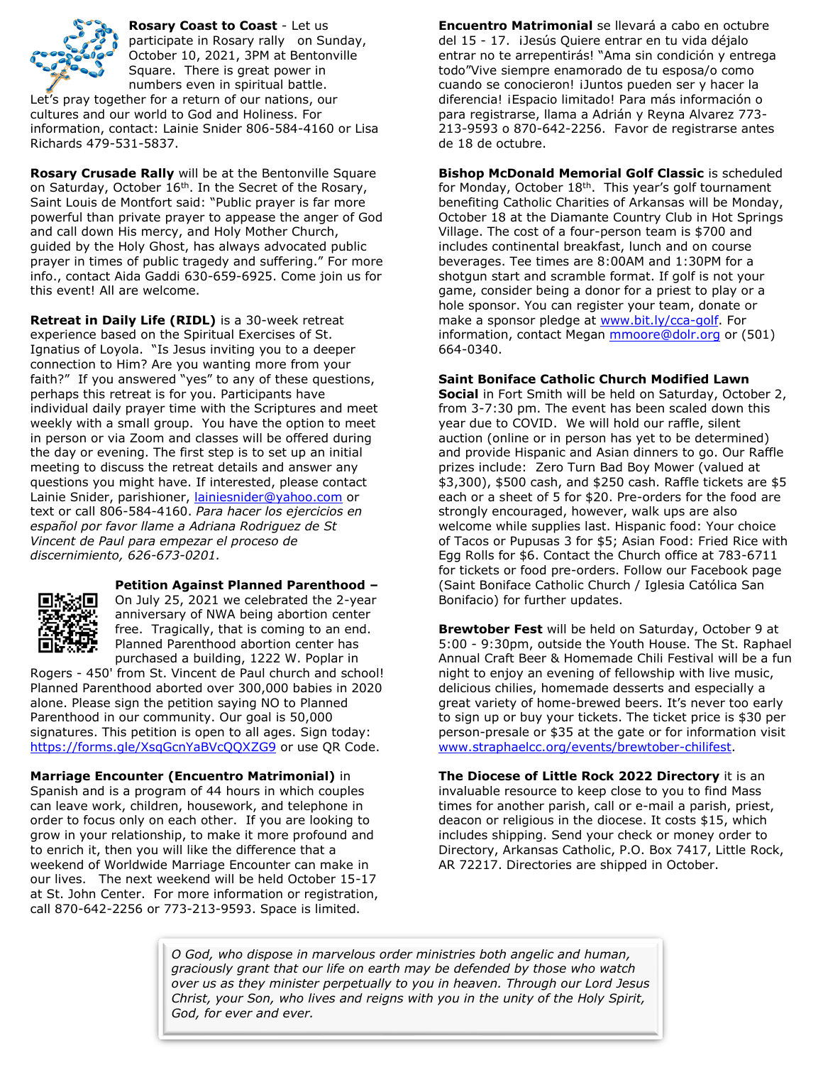**Rosary Coast to Coast** - Let us participate in Rosary rally on Sunday, October 10, 2021, 3PM at Bentonville Square. There is great power in numbers even in spiritual battle. Let's pray together for a return of our nations, our cultures and our world to God and Holiness. For information, contact: Lainie Snider 806-584-4160 or Lisa Richards 479-531-5837.

**Rosary Crusade Rally** will be at the Bentonville Square on Saturday, October 16th. In the Secret of the Rosary, Saint Louis de Montfort said: "Public prayer is far more powerful than private prayer to appease the anger of God and call down His mercy, and Holy Mother Church, guided by the Holy Ghost, has always advocated public prayer in times of public tragedy and suffering." For more info., contact Aida Gaddi 630-659-6925. Come join us for this event! All are welcome.

**Retreat in Daily Life (RIDL)** is a 30-week retreat experience based on the Spiritual Exercises of St. Ignatius of Loyola. "Is Jesus inviting you to a deeper connection to Him? Are you wanting more from your faith?" If you answered "yes" to any of these questions, perhaps this retreat is for you. Participants have individual daily prayer time with the Scriptures and meet weekly with a small group. You have the option to meet in person or via Zoom and classes will be offered during the day or evening. The first step is to set up an initial meeting to discuss the retreat details and answer any questions you might have. If interested, please contact Lainie Snider, parishioner, lainiesnider@yahoo.com or text or call 806-584-4160. *Para hacer los ejercicios en español por favor llame a Adriana Rodriguez de St Vincent de Paul para empezar el proceso de discernimiento, 626-673-0201.*

**Petition Against Planned Parenthood –** On July 25, 2021 we celebrated the 2-year anniversary of NWA being abortion center free. Tragically, that is coming to an end. Planned Parenthood abortion center has purchased a building, 1222 W. Poplar in Rogers - 450' from St. Vincent de Paul church and school! Planned Parenthood aborted over 300,000 babies in 2020 alone. Please sign the petition saying NO to Planned Parenthood in our community. Our goal is 50,000 signatures. This petition is open to all ages. Sign today: https://forms.gle/XsqGcnYaBVcQQXZG9 or use QR Code.

**Marriage Encounter (Encuentro Matrimonial)** in Spanish and is a program of 44 hours in which couples can leave work, children, housework, and telephone in order to focus only on each other. If you are looking to grow in your relationship, to make it more profound and to enrich it, then you will like the difference that a weekend of Worldwide Marriage Encounter can make in our lives. The next weekend will be held October 15-17 at St. John Center. For more information or registration, call 870-642-2256 or 773-213-9593. Space is limited.

**Encuentro Matrimonial** se llevará a cabo en octubre del 15 - 17. ¡Jesús Quiere entrar en tu vida déjalo entrar no te arrepentirás! "Ama sin condición y entrega todo"Vive siempre enamorado de tu esposa/o como cuando se conocieron! ¡Juntos pueden ser y hacer la diferencia! ¡Espacio limitado! Para más información o para registrarse, llama a Adrián y Reyna Alvarez 773-213-9593 o 870-642-2256. Favor de registrarse antes de 18 de octubre.

**Bishop McDonald Memorial Golf Classic** is scheduled for Monday, October 18th. This year's golf tournament benefiting Catholic Charities of Arkansas will be Monday, October 18 at the Diamante Country Club in Hot Springs Village. The cost of a four-person team is $700 and includes continental breakfast, lunch and on course beverages. Tee times are 8:00AM and 1:30PM for a shotgun start and scramble format. If golf is not your game, consider being a donor for a priest to play or a hole sponsor. You can register your team, donate or make a sponsor pledge at www.bit.ly/cca-golf. For information, contact Megan mmoore@dolr.org or (501) 664-0340.

**Saint Boniface Catholic Church Modified Lawn Social** in Fort Smith will be held on Saturday, October 2, from 3-7:30 pm. The event has been scaled down this year due to COVID. We will hold our raffle, silent auction (online or in person has yet to be determined) and provide Hispanic and Asian dinners to go. Our Raffle prizes include: Zero Turn Bad Boy Mower (valued at $3,300), $500 cash, and $250 cash. Raffle tickets are $5 each or a sheet of 5 for $20. Pre-orders for the food are strongly encouraged, however, walk ups are also welcome while supplies last. Hispanic food: Your choice of Tacos or Pupusas 3 for $5; Asian Food: Fried Rice with Egg Rolls for $6. Contact the Church office at 783-6711 for tickets or food pre-orders. Follow our Facebook page (Saint Boniface Catholic Church / Iglesia Católica San Bonifacio) for further updates.

**Brewtober Fest** will be held on Saturday, October 9 at 5:00 - 9:30pm, outside the Youth House. The St. Raphael Annual Craft Beer & Homemade Chili Festival will be a fun night to enjoy an evening of fellowship with live music, delicious chilies, homemade desserts and especially a great variety of home-brewed beers. It's never too early to sign up or buy your tickets. The ticket price is $30 per person-presale or $35 at the gate or for information visit www.straphaelcc.org/events/brewtober-chilifest.

**The Diocese of Little Rock 2022 Directory** it is an invaluable resource to keep close to you to find Mass times for another parish, call or e-mail a parish, priest, deacon or religious in the diocese. It costs $15, which includes shipping. Send your check or money order to Directory, Arkansas Catholic, P.O. Box 7417, Little Rock, AR 72217. Directories are shipped in October.

*O God, who dispose in marvelous order ministries both angelic and human, graciously grant that our life on earth may be defended by those who watch over us as they minister perpetually to you in heaven. Through our Lord Jesus Christ, your Son, who lives and reigns with you in the unity of the Holy Spirit, God, for ever and ever.*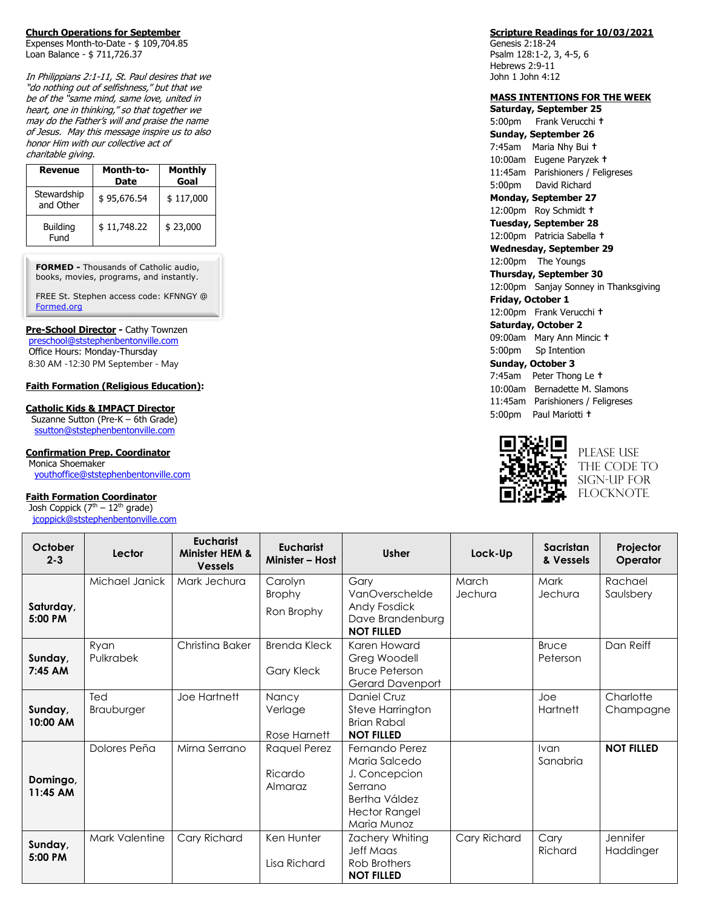**Church Operations for September**

Expenses Month-to-Date - $ 109,704.85
Loan Balance - $ 711,726.37

*In Philippians 2:1-11, St. Paul desires that we "do nothing out of selfishness," but that we be of the "same mind, same love, united in heart, one in thinking," so that together we may do the Father's will and praise the name of Jesus. May this message inspire us to also honor Him with our collective act of charitable giving.*

| Revenue | Month-to-Date | Monthly Goal |
|---|---|---|
| Stewardship and Other | $ 95,676.54 | $ 117,000 |
| Building Fund | $ 11,748.22 | $ 23,000 |

**FORMED -** Thousands of Catholic audio, books, movies, programs, and instantly.

FREE St. Stephen access code: KFNNGY @ Formed.org

**Pre-School Director -** Cathy Townzen
preschool@ststephenbentonville.com
Office Hours: Monday-Thursday
8:30 AM -12:30 PM September - May

**Faith Formation (Religious Education):**

**Catholic Kids & IMPACT Director**
Suzanne Sutton (Pre-K – 6th Grade)
ssutton@ststephenbentonville.com

**Confirmation Prep. Coordinator**
Monica Shoemaker
youthoffice@ststephenbentonville.com

**Faith Formation Coordinator**
Josh Coppick (7th – 12th grade)
jcoppick@ststephenbentonville.com

**Scripture Readings for 10/03/2021**

Genesis 2:18-24
Psalm 128:1-2, 3, 4-5, 6
Hebrews 2:9-11
John 1 John 4:12

**MASS INTENTIONS FOR THE WEEK**

**Saturday, September 25**
5:00pm Frank Verucchi ✝
**Sunday, September 26**
7:45am Maria Nhy Bui ✝
10:00am Eugene Paryzek ✝
11:45am Parishioners / Feligreses
5:00pm David Richard
**Monday, September 27**
12:00pm Roy Schmidt ✝
**Tuesday, September 28**
12:00pm Patricia Sabella ✝
**Wednesday, September 29**
12:00pm The Youngs
**Thursday, September 30**
12:00pm Sanjay Sonney in Thanksgiving
**Friday, October 1**
12:00pm Frank Verucchi ✝
**Saturday, October 2**
09:00am Mary Ann Mincic ✝
5:00pm Sp Intention
**Sunday, October 3**
7:45am Peter Thong Le ✝
10:00am Bernadette M. Slamons
11:45am Parishioners / Feligreses
5:00pm Paul Mariotti ✝

PLEASE USE THE CODE TO SIGN-UP FOR FLOCKNOTE.

| October 2-3 | Lector | Eucharist Minister HEM & Vessels | Eucharist Minister – Host | Usher | Lock-Up | Sacristan & Vessels | Projector Operator |
|---|---|---|---|---|---|---|---|
| Saturday, 5:00 PM | Michael Janick | Mark Jechura | Carolyn Brophy<br>Ron Brophy | Gary VanOverschelde<br>Andy Fosdick<br>Dave Brandenburg<br>**NOT FILLED** | March Jechura | Mark Jechura | Rachael Saulsbery |
| Sunday, 7:45 AM | Ryan Pulkrabek | Christina Baker | Brenda Kleck<br>Gary Kleck | Karen Howard<br>Greg Woodell<br>Bruce Peterson<br>Gerard Davenport | | Bruce Peterson | Dan Reiff |
| Sunday, 10:00 AM | Ted Brauburger | Joe Hartnett | Nancy Verlage<br>Rose Harnett | Daniel Cruz<br>Steve Harrington<br>Brian Rabal<br>**NOT FILLED** | | Joe Hartnett | Charlotte Champagne |
| Domingo, 11:45 AM | Dolores Peña | Mirna Serrano | Raquel Perez<br>Ricardo Almaraz | Fernando Perez<br>Maria Salcedo<br>J. Concepcion Serrano<br>Bertha Váldez<br>Hector Rangel<br>Maria Munoz | | Ivan Sanabria | **NOT FILLED** |
| Sunday, 5:00 PM | Mark Valentine | Cary Richard | Ken Hunter<br>Lisa Richard | Zachery Whiting<br>Jeff Maas<br>Rob Brothers<br>**NOT FILLED** | Cary Richard | Cary Richard | Jennifer Haddinger |